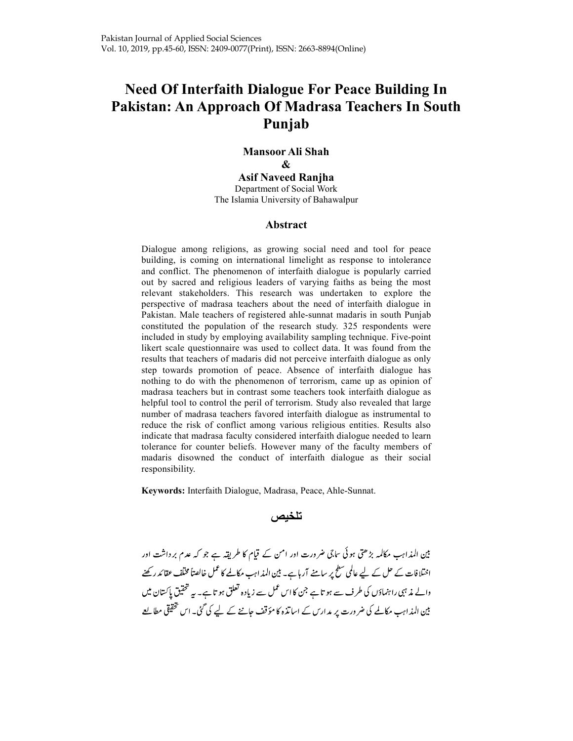Pakistan Journal of Applied Social Sciences
Vol. 10, 2019, pp.45-60, ISSN: 2409-0077(Print), ISSN: 2663-8894(Online)

# Need Of Interfaith Dialogue For Peace Building In Pakistan: An Approach Of Madrasa Teachers In South Punjab

**Mansoor Ali Shah**
**&**
**Asif Naveed Ranjha**
Department of Social Work
The Islamia University of Bahawalpur

## Abstract

Dialogue among religions, as growing social need and tool for peace building, is coming on international limelight as response to intolerance and conflict. The phenomenon of interfaith dialogue is popularly carried out by sacred and religious leaders of varying faiths as being the most relevant stakeholders. This research was undertaken to explore the perspective of madrasa teachers about the need of interfaith dialogue in Pakistan. Male teachers of registered ahle-sunnat madaris in south Punjab constituted the population of the research study. 325 respondents were included in study by employing availability sampling technique. Five-point likert scale questionnaire was used to collect data. It was found from the results that teachers of madaris did not perceive interfaith dialogue as only step towards promotion of peace. Absence of interfaith dialogue has nothing to do with the phenomenon of terrorism, came up as opinion of madrasa teachers but in contrast some teachers took interfaith dialogue as helpful tool to control the peril of terrorism. Study also revealed that large number of madrasa teachers favored interfaith dialogue as instrumental to reduce the risk of conflict among various religious entities. Results also indicate that madrasa faculty considered interfaith dialogue needed to learn tolerance for counter beliefs. However many of the faculty members of madaris disowned the conduct of interfaith dialogue as their social responsibility.

**Keywords:** Interfaith Dialogue, Madrasa, Peace, Ahle-Sunnat.

## تلخیص

بین المذاہب مکالمہ بڑھتی ہوئی سماجی ضرورت اور امن کے قیام کا طریقہ ہے جو کہ عدم برداشت اور اختلافات کے حل کے لیے عالمی سطح پر سامنے آرہا ہے۔ بین المذاہب مکالمے کا عمل خالصتاً مختلف عقائد رکھنے والے مذہبی راہنماؤں کی طرف سے ہوتا ہے جن کا اس عمل سے زیادہ تعلق ہوتا ہے۔ یہ تحقیق پاکستان میں بین المذاہب مکالمے کی ضرورت پر مدارس کے اساتذہ کا مؤقف جاننے کے لیے کی گئی۔ اس تحقیقی مطالعے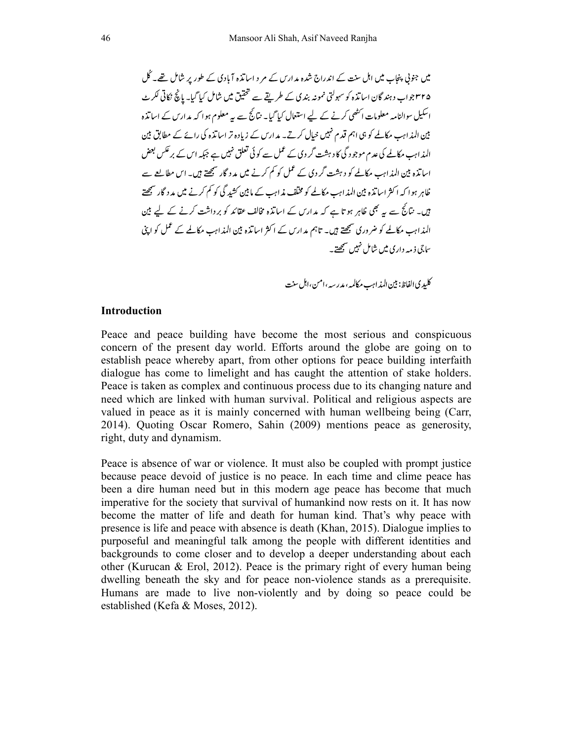میں جنوبی پنجاب میں اہل سنت کے اندراج شدہ مدارس کے مرد اساتذہ آبادی کے طور پر شامل تھے۔ کُل ۳۲۵ جواب دہندگان اساتذہ کو سہولتی نمونہ بندی کے طریقے سے تحقیق میں شامل کیا گیا۔ پانچ نکاتی لکرٹ اسکیل سوالنامہ معلومات اکٹھی کرنے کے لیے استعمال کیا گیا۔ نتائج سے یہ معلوم ہوا کہ مدارس کے اساتذہ بین المذاہب مکالمے کو ہی اہم قدم نہیں خیال کرتے۔ مدارس کے زیادہ تر اساتذہ کی رائے کے مطابق بین المذاہب مکالمے کی عدم موجودگی کا دہشت گردی کے عمل سے کوئی تعلق نہیں ہے جبکہ اس کے برعکس بعض اساتذہ بین المذاہب مکالمے کو دہشت گردی کے عمل کو کم کرنے میں مددگار سمجھتے ہیں۔ اس مطالعے سے ظاہر ہوا کہ اکثر اساتذہ بین المذاہب مکالمے کو مختلف مذاہب کے مابین کشیدگی کو کم کرنے میں مددگار سمجھتے ہیں۔ نتائج سے یہ بھی ظاہر ہوتا ہے کہ مدارس کے اساتذہ مخالف عقائد کو برداشت کرنے کے لیے بین المذاہب مکالمے کو ضروری سمجھتے ہیں۔ تاہم مدارس کے اکثر اساتذہ بین المذاہب مکالمے کے عمل کو اپنی سماجی ذمہ داری میں شامل نہیں سمجھتے۔

**کلیدی الفاظ:** بین المذاہب مکالمہ، مدرسہ، امن، اہل سنت

## Introduction

Peace and peace building have become the most serious and conspicuous concern of the present day world. Efforts around the globe are going on to establish peace whereby apart, from other options for peace building interfaith dialogue has come to limelight and has caught the attention of stake holders. Peace is taken as complex and continuous process due to its changing nature and need which are linked with human survival. Political and religious aspects are valued in peace as it is mainly concerned with human wellbeing being (Carr, 2014). Quoting Oscar Romero, Sahin (2009) mentions peace as generosity, right, duty and dynamism.

Peace is absence of war or violence. It must also be coupled with prompt justice because peace devoid of justice is no peace. In each time and clime peace has been a dire human need but in this modern age peace has become that much imperative for the society that survival of humankind now rests on it. It has now become the matter of life and death for human kind. That's why peace with presence is life and peace with absence is death (Khan, 2015). Dialogue implies to purposeful and meaningful talk among the people with different identities and backgrounds to come closer and to develop a deeper understanding about each other (Kurucan & Erol, 2012). Peace is the primary right of every human being dwelling beneath the sky and for peace non-violence stands as a prerequisite. Humans are made to live non-violently and by doing so peace could be established (Kefa & Moses, 2012).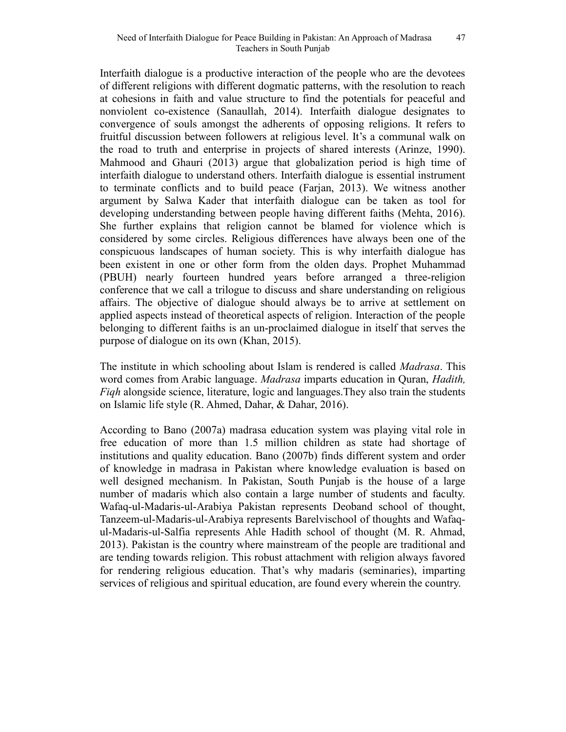Interfaith dialogue is a productive interaction of the people who are the devotees of different religions with different dogmatic patterns, with the resolution to reach at cohesions in faith and value structure to find the potentials for peaceful and nonviolent co-existence (Sanaullah, 2014). Interfaith dialogue designates to convergence of souls amongst the adherents of opposing religions. It refers to fruitful discussion between followers at religious level. It's a communal walk on the road to truth and enterprise in projects of shared interests (Arinze, 1990). Mahmood and Ghauri (2013) argue that globalization period is high time of interfaith dialogue to understand others. Interfaith dialogue is essential instrument to terminate conflicts and to build peace (Farjan, 2013). We witness another argument by Salwa Kader that interfaith dialogue can be taken as tool for developing understanding between people having different faiths (Mehta, 2016). She further explains that religion cannot be blamed for violence which is considered by some circles. Religious differences have always been one of the conspicuous landscapes of human society. This is why interfaith dialogue has been existent in one or other form from the olden days. Prophet Muhammad (PBUH) nearly fourteen hundred years before arranged a three-religion conference that we call a trilogue to discuss and share understanding on religious affairs. The objective of dialogue should always be to arrive at settlement on applied aspects instead of theoretical aspects of religion. Interaction of the people belonging to different faiths is an un-proclaimed dialogue in itself that serves the purpose of dialogue on its own (Khan, 2015).

The institute in which schooling about Islam is rendered is called *Madrasa*. This word comes from Arabic language. *Madrasa* imparts education in Quran, *Hadith, Fiqh* alongside science, literature, logic and languages.They also train the students on Islamic life style (R. Ahmed, Dahar, & Dahar, 2016).

According to Bano (2007a) madrasa education system was playing vital role in free education of more than 1.5 million children as state had shortage of institutions and quality education. Bano (2007b) finds different system and order of knowledge in madrasa in Pakistan where knowledge evaluation is based on well designed mechanism. In Pakistan, South Punjab is the house of a large number of madaris which also contain a large number of students and faculty. Wafaq-ul-Madaris-ul-Arabiya Pakistan represents Deoband school of thought, Tanzeem-ul-Madaris-ul-Arabiya represents Barelvischool of thoughts and Wafaq-ul-Madaris-ul-Salfia represents Ahle Hadith school of thought (M. R. Ahmad, 2013). Pakistan is the country where mainstream of the people are traditional and are tending towards religion. This robust attachment with religion always favored for rendering religious education. That's why madaris (seminaries), imparting services of religious and spiritual education, are found every wherein the country.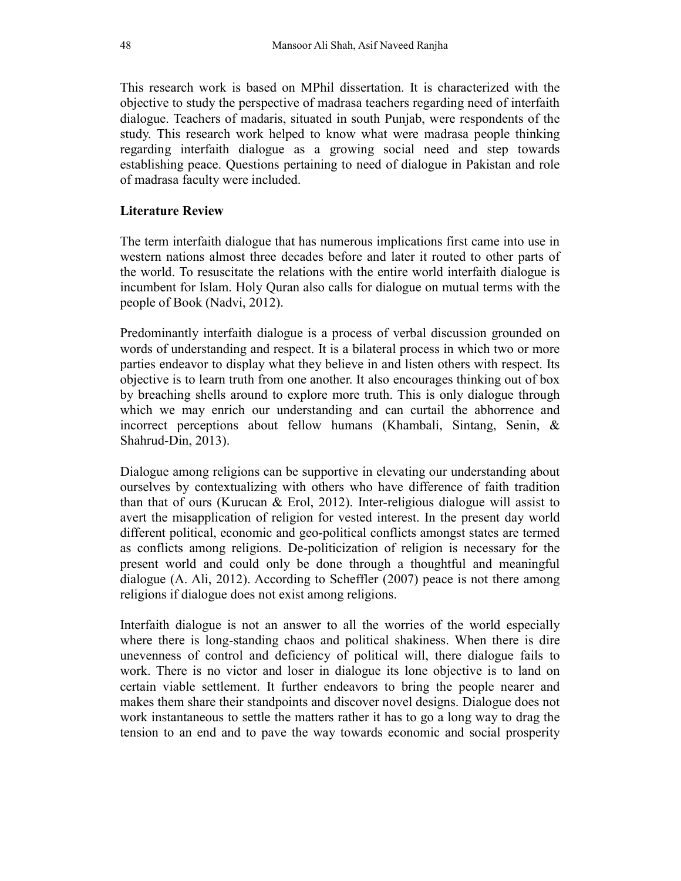This research work is based on MPhil dissertation. It is characterized with the objective to study the perspective of madrasa teachers regarding need of interfaith dialogue. Teachers of madaris, situated in south Punjab, were respondents of the study. This research work helped to know what were madrasa people thinking regarding interfaith dialogue as a growing social need and step towards establishing peace. Questions pertaining to need of dialogue in Pakistan and role of madrasa faculty were included.

**Literature Review**

The term interfaith dialogue that has numerous implications first came into use in western nations almost three decades before and later it routed to other parts of the world. To resuscitate the relations with the entire world interfaith dialogue is incumbent for Islam. Holy Quran also calls for dialogue on mutual terms with the people of Book (Nadvi, 2012).

Predominantly interfaith dialogue is a process of verbal discussion grounded on words of understanding and respect. It is a bilateral process in which two or more parties endeavor to display what they believe in and listen others with respect. Its objective is to learn truth from one another. It also encourages thinking out of box by breaching shells around to explore more truth. This is only dialogue through which we may enrich our understanding and can curtail the abhorrence and incorrect perceptions about fellow humans (Khambali, Sintang, Senin, & Shahrud-Din, 2013).

Dialogue among religions can be supportive in elevating our understanding about ourselves by contextualizing with others who have difference of faith tradition than that of ours (Kurucan & Erol, 2012). Inter-religious dialogue will assist to avert the misapplication of religion for vested interest. In the present day world different political, economic and geo-political conflicts amongst states are termed as conflicts among religions. De-politicization of religion is necessary for the present world and could only be done through a thoughtful and meaningful dialogue (A. Ali, 2012). According to Scheffler (2007) peace is not there among religions if dialogue does not exist among religions.

Interfaith dialogue is not an answer to all the worries of the world especially where there is long-standing chaos and political shakiness. When there is dire unevenness of control and deficiency of political will, there dialogue fails to work. There is no victor and loser in dialogue its lone objective is to land on certain viable settlement. It further endeavors to bring the people nearer and makes them share their standpoints and discover novel designs. Dialogue does not work instantaneous to settle the matters rather it has to go a long way to drag the tension to an end and to pave the way towards economic and social prosperity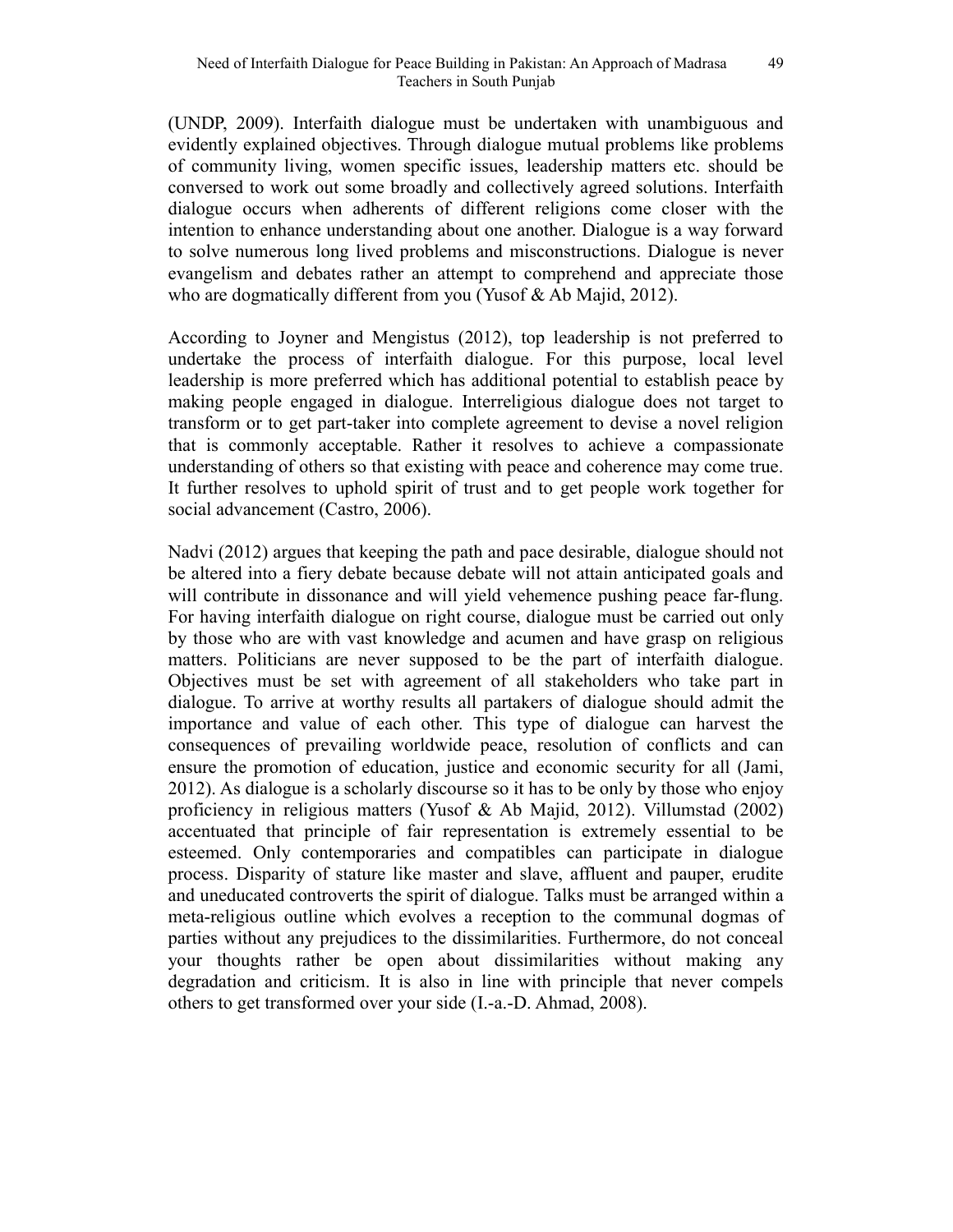(UNDP, 2009). Interfaith dialogue must be undertaken with unambiguous and evidently explained objectives. Through dialogue mutual problems like problems of community living, women specific issues, leadership matters etc. should be conversed to work out some broadly and collectively agreed solutions. Interfaith dialogue occurs when adherents of different religions come closer with the intention to enhance understanding about one another. Dialogue is a way forward to solve numerous long lived problems and misconstructions. Dialogue is never evangelism and debates rather an attempt to comprehend and appreciate those who are dogmatically different from you (Yusof & Ab Majid, 2012).

According to Joyner and Mengistus (2012), top leadership is not preferred to undertake the process of interfaith dialogue. For this purpose, local level leadership is more preferred which has additional potential to establish peace by making people engaged in dialogue. Interreligious dialogue does not target to transform or to get part-taker into complete agreement to devise a novel religion that is commonly acceptable. Rather it resolves to achieve a compassionate understanding of others so that existing with peace and coherence may come true. It further resolves to uphold spirit of trust and to get people work together for social advancement (Castro, 2006).

Nadvi (2012) argues that keeping the path and pace desirable, dialogue should not be altered into a fiery debate because debate will not attain anticipated goals and will contribute in dissonance and will yield vehemence pushing peace far-flung. For having interfaith dialogue on right course, dialogue must be carried out only by those who are with vast knowledge and acumen and have grasp on religious matters. Politicians are never supposed to be the part of interfaith dialogue. Objectives must be set with agreement of all stakeholders who take part in dialogue. To arrive at worthy results all partakers of dialogue should admit the importance and value of each other. This type of dialogue can harvest the consequences of prevailing worldwide peace, resolution of conflicts and can ensure the promotion of education, justice and economic security for all (Jami, 2012). As dialogue is a scholarly discourse so it has to be only by those who enjoy proficiency in religious matters (Yusof & Ab Majid, 2012). Villumstad (2002) accentuated that principle of fair representation is extremely essential to be esteemed. Only contemporaries and compatibles can participate in dialogue process. Disparity of stature like master and slave, affluent and pauper, erudite and uneducated controverts the spirit of dialogue. Talks must be arranged within a meta-religious outline which evolves a reception to the communal dogmas of parties without any prejudices to the dissimilarities. Furthermore, do not conceal your thoughts rather be open about dissimilarities without making any degradation and criticism. It is also in line with principle that never compels others to get transformed over your side (I.-a.-D. Ahmad, 2008).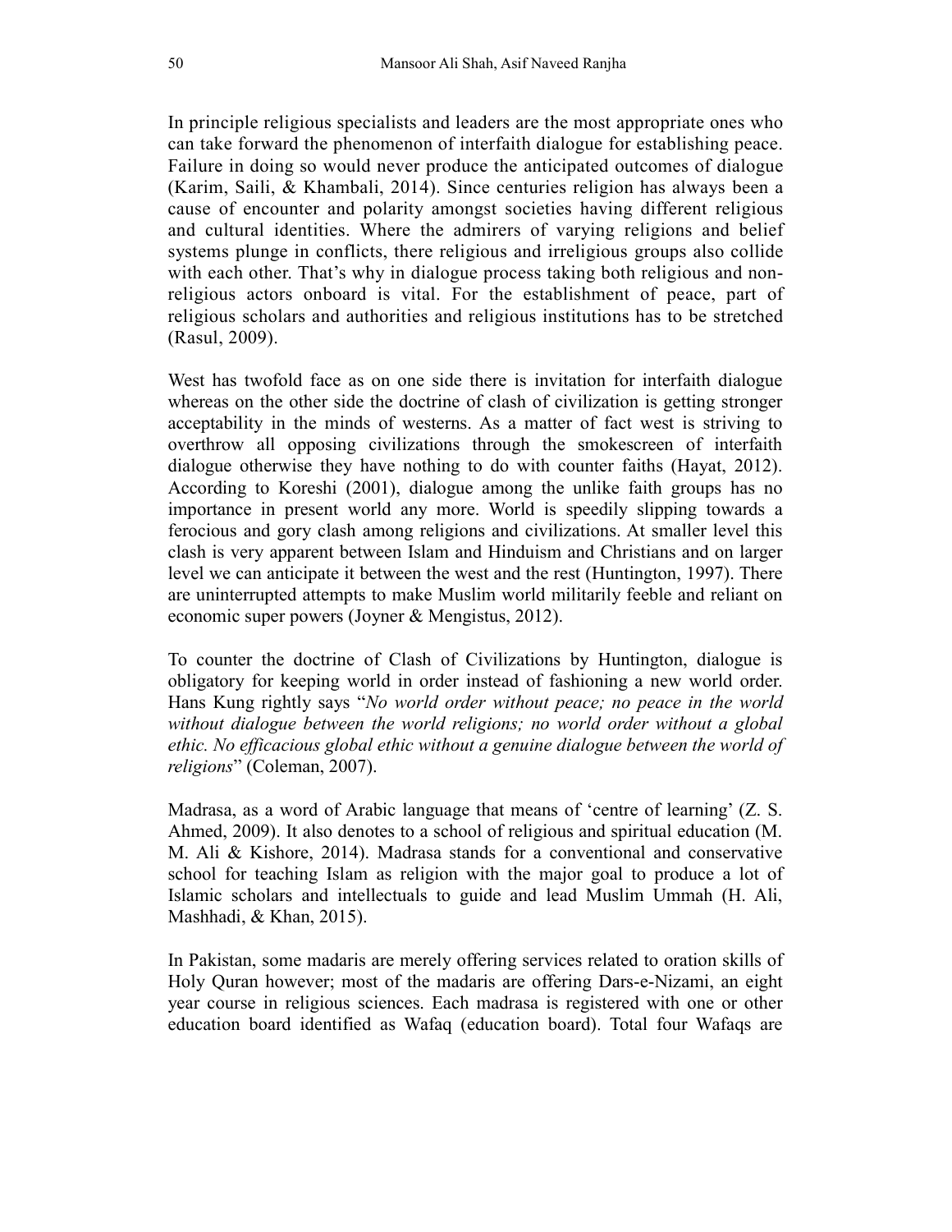In principle religious specialists and leaders are the most appropriate ones who can take forward the phenomenon of interfaith dialogue for establishing peace. Failure in doing so would never produce the anticipated outcomes of dialogue (Karim, Saili, & Khambali, 2014). Since centuries religion has always been a cause of encounter and polarity amongst societies having different religious and cultural identities. Where the admirers of varying religions and belief systems plunge in conflicts, there religious and irreligious groups also collide with each other. That's why in dialogue process taking both religious and non-religious actors onboard is vital. For the establishment of peace, part of religious scholars and authorities and religious institutions has to be stretched (Rasul, 2009).

West has twofold face as on one side there is invitation for interfaith dialogue whereas on the other side the doctrine of clash of civilization is getting stronger acceptability in the minds of westerns. As a matter of fact west is striving to overthrow all opposing civilizations through the smokescreen of interfaith dialogue otherwise they have nothing to do with counter faiths (Hayat, 2012). According to Koreshi (2001), dialogue among the unlike faith groups has no importance in present world any more. World is speedily slipping towards a ferocious and gory clash among religions and civilizations. At smaller level this clash is very apparent between Islam and Hinduism and Christians and on larger level we can anticipate it between the west and the rest (Huntington, 1997). There are uninterrupted attempts to make Muslim world militarily feeble and reliant on economic super powers (Joyner & Mengistus, 2012).

To counter the doctrine of Clash of Civilizations by Huntington, dialogue is obligatory for keeping world in order instead of fashioning a new world order. Hans Kung rightly says "*No world order without peace; no peace in the world without dialogue between the world religions; no world order without a global ethic. No efficacious global ethic without a genuine dialogue between the world of religions*" (Coleman, 2007).

Madrasa, as a word of Arabic language that means of 'centre of learning' (Z. S. Ahmed, 2009). It also denotes to a school of religious and spiritual education (M. M. Ali & Kishore, 2014). Madrasa stands for a conventional and conservative school for teaching Islam as religion with the major goal to produce a lot of Islamic scholars and intellectuals to guide and lead Muslim Ummah (H. Ali, Mashhadi, & Khan, 2015).

In Pakistan, some madaris are merely offering services related to oration skills of Holy Quran however; most of the madaris are offering Dars-e-Nizami, an eight year course in religious sciences. Each madrasa is registered with one or other education board identified as Wafaq (education board). Total four Wafaqs are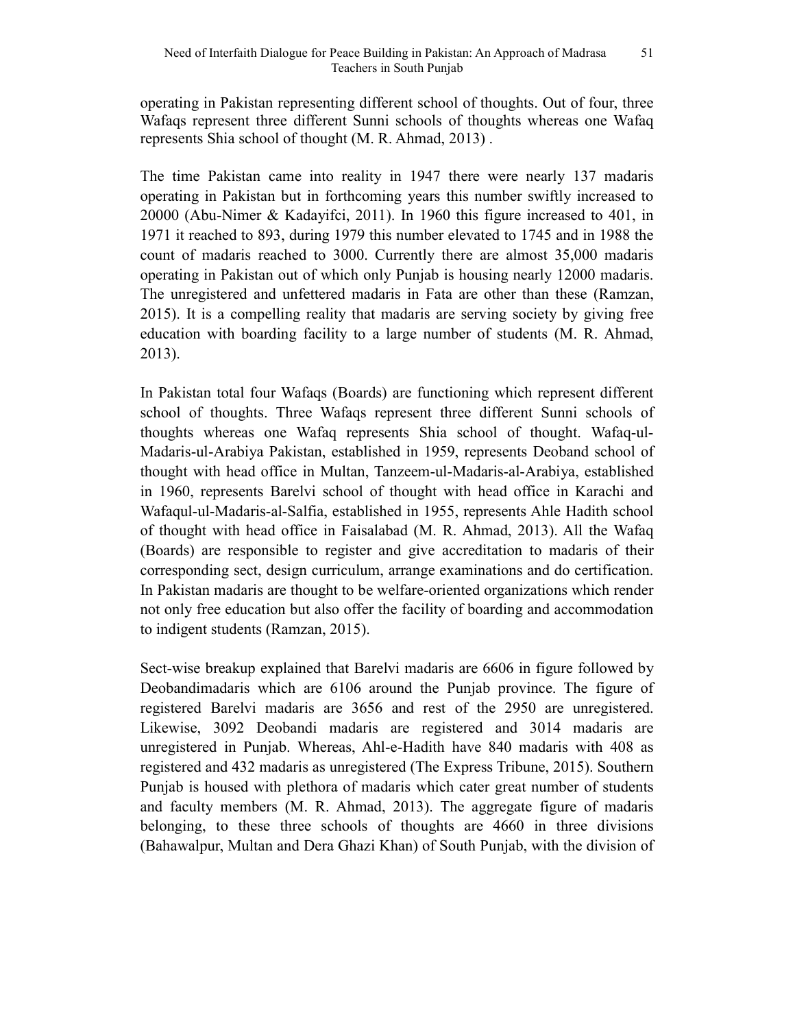operating in Pakistan representing different school of thoughts. Out of four, three Wafaqs represent three different Sunni schools of thoughts whereas one Wafaq represents Shia school of thought (M. R. Ahmad, 2013) .

The time Pakistan came into reality in 1947 there were nearly 137 madaris operating in Pakistan but in forthcoming years this number swiftly increased to 20000 (Abu-Nimer & Kadayifci, 2011). In 1960 this figure increased to 401, in 1971 it reached to 893, during 1979 this number elevated to 1745 and in 1988 the count of madaris reached to 3000. Currently there are almost 35,000 madaris operating in Pakistan out of which only Punjab is housing nearly 12000 madaris. The unregistered and unfettered madaris in Fata are other than these (Ramzan, 2015). It is a compelling reality that madaris are serving society by giving free education with boarding facility to a large number of students (M. R. Ahmad, 2013).

In Pakistan total four Wafaqs (Boards) are functioning which represent different school of thoughts. Three Wafaqs represent three different Sunni schools of thoughts whereas one Wafaq represents Shia school of thought. Wafaq-ul-Madaris-ul-Arabiya Pakistan, established in 1959, represents Deoband school of thought with head office in Multan, Tanzeem-ul-Madaris-al-Arabiya, established in 1960, represents Barelvi school of thought with head office in Karachi and Wafaqul-ul-Madaris-al-Salfia, established in 1955, represents Ahle Hadith school of thought with head office in Faisalabad (M. R. Ahmad, 2013). All the Wafaq (Boards) are responsible to register and give accreditation to madaris of their corresponding sect, design curriculum, arrange examinations and do certification. In Pakistan madaris are thought to be welfare-oriented organizations which render not only free education but also offer the facility of boarding and accommodation to indigent students (Ramzan, 2015).

Sect-wise breakup explained that Barelvi madaris are 6606 in figure followed by Deobandimadaris which are 6106 around the Punjab province. The figure of registered Barelvi madaris are 3656 and rest of the 2950 are unregistered. Likewise, 3092 Deobandi madaris are registered and 3014 madaris are unregistered in Punjab. Whereas, Ahl-e-Hadith have 840 madaris with 408 as registered and 432 madaris as unregistered (The Express Tribune, 2015). Southern Punjab is housed with plethora of madaris which cater great number of students and faculty members (M. R. Ahmad, 2013). The aggregate figure of madaris belonging, to these three schools of thoughts are 4660 in three divisions (Bahawalpur, Multan and Dera Ghazi Khan) of South Punjab, with the division of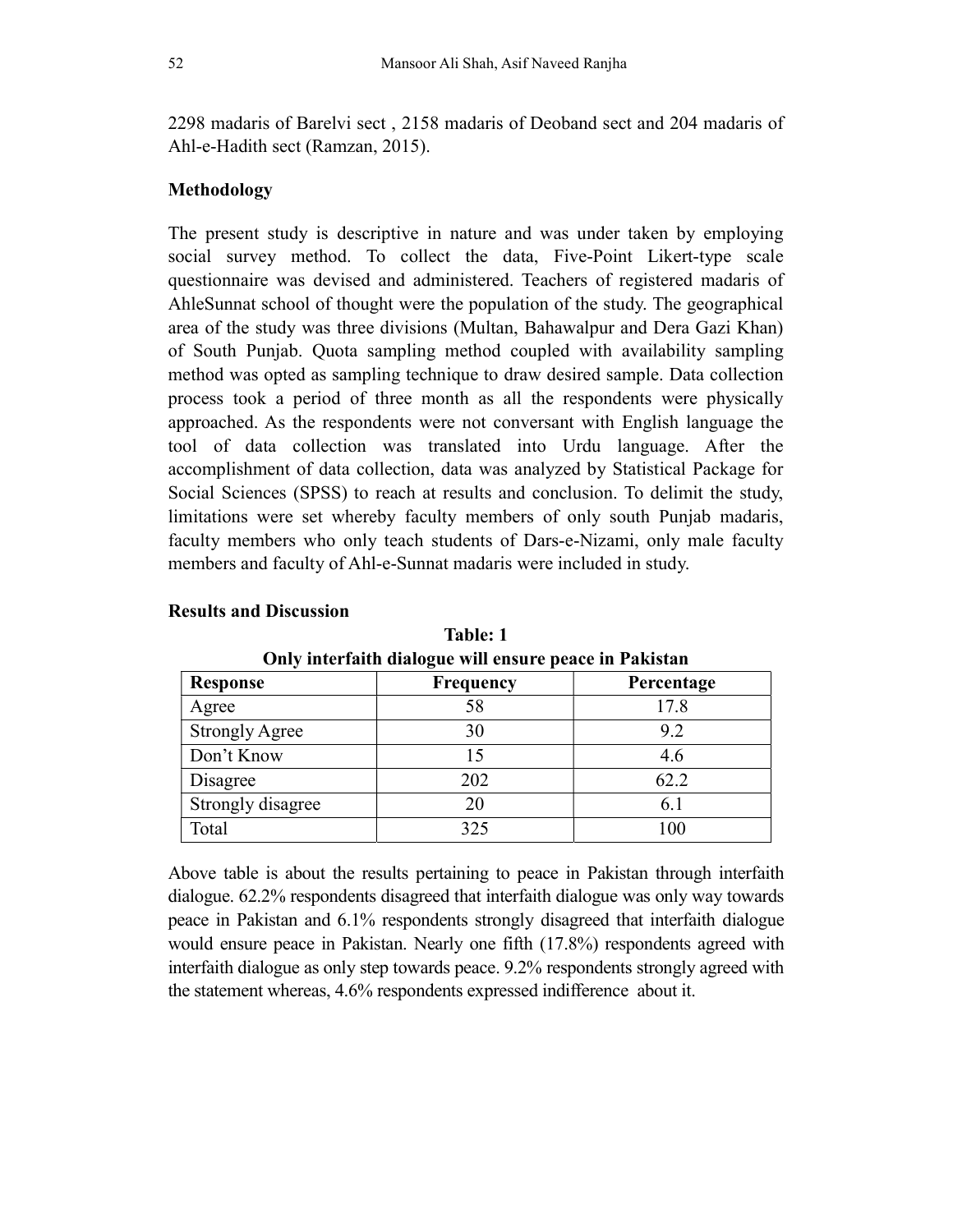2298 madaris of Barelvi sect , 2158 madaris of Deoband sect and 204 madaris of Ahl-e-Hadith sect (Ramzan, 2015).

**Methodology**

The present study is descriptive in nature and was under taken by employing social survey method. To collect the data, Five-Point Likert-type scale questionnaire was devised and administered. Teachers of registered madaris of AhleSunnat school of thought were the population of the study. The geographical area of the study was three divisions (Multan, Bahawalpur and Dera Gazi Khan) of South Punjab. Quota sampling method coupled with availability sampling method was opted as sampling technique to draw desired sample. Data collection process took a period of three month as all the respondents were physically approached. As the respondents were not conversant with English language the tool of data collection was translated into Urdu language. After the accomplishment of data collection, data was analyzed by Statistical Package for Social Sciences (SPSS) to reach at results and conclusion. To delimit the study, limitations were set whereby faculty members of only south Punjab madaris, faculty members who only teach students of Dars-e-Nizami, only male faculty members and faculty of Ahl-e-Sunnat madaris were included in study.

**Results and Discussion**

**Table: 1**
**Only interfaith dialogue will ensure peace in Pakistan**

| Response | Frequency | Percentage |
|---|---|---|
| Agree | 58 | 17.8 |
| Strongly Agree | 30 | 9.2 |
| Don't Know | 15 | 4.6 |
| Disagree | 202 | 62.2 |
| Strongly disagree | 20 | 6.1 |
| Total | 325 | 100 |

Above table is about the results pertaining to peace in Pakistan through interfaith dialogue. 62.2% respondents disagreed that interfaith dialogue was only way towards peace in Pakistan and 6.1% respondents strongly disagreed that interfaith dialogue would ensure peace in Pakistan. Nearly one fifth (17.8%) respondents agreed with interfaith dialogue as only step towards peace. 9.2% respondents strongly agreed with the statement whereas, 4.6% respondents expressed indifference about it.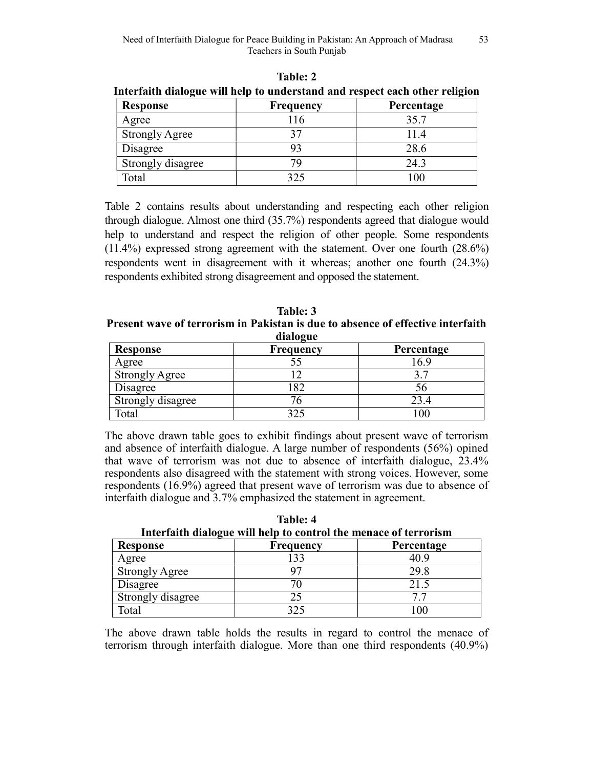**Table: 2**
**Interfaith dialogue will help to understand and respect each other religion**

| Response | Frequency | Percentage |
|---|---|---|
| Agree | 116 | 35.7 |
| Strongly Agree | 37 | 11.4 |
| Disagree | 93 | 28.6 |
| Strongly disagree | 79 | 24.3 |
| Total | 325 | 100 |

Table 2 contains results about understanding and respecting each other religion through dialogue. Almost one third (35.7%) respondents agreed that dialogue would help to understand and respect the religion of other people. Some respondents (11.4%) expressed strong agreement with the statement. Over one fourth (28.6%) respondents went in disagreement with it whereas; another one fourth (24.3%) respondents exhibited strong disagreement and opposed the statement.

**Table: 3**
**Present wave of terrorism in Pakistan is due to absence of effective interfaith dialogue**

| Response | Frequency | Percentage |
|---|---|---|
| Agree | 55 | 16.9 |
| Strongly Agree | 12 | 3.7 |
| Disagree | 182 | 56 |
| Strongly disagree | 76 | 23.4 |
| Total | 325 | 100 |

The above drawn table goes to exhibit findings about present wave of terrorism and absence of interfaith dialogue. A large number of respondents (56%) opined that wave of terrorism was not due to absence of interfaith dialogue, 23.4% respondents also disagreed with the statement with strong voices. However, some respondents (16.9%) agreed that present wave of terrorism was due to absence of interfaith dialogue and 3.7% emphasized the statement in agreement.

**Table: 4**
**Interfaith dialogue will help to control the menace of terrorism**

| Response | Frequency | Percentage |
|---|---|---|
| Agree | 133 | 40.9 |
| Strongly Agree | 97 | 29.8 |
| Disagree | 70 | 21.5 |
| Strongly disagree | 25 | 7.7 |
| Total | 325 | 100 |

The above drawn table holds the results in regard to control the menace of terrorism through interfaith dialogue. More than one third respondents (40.9%)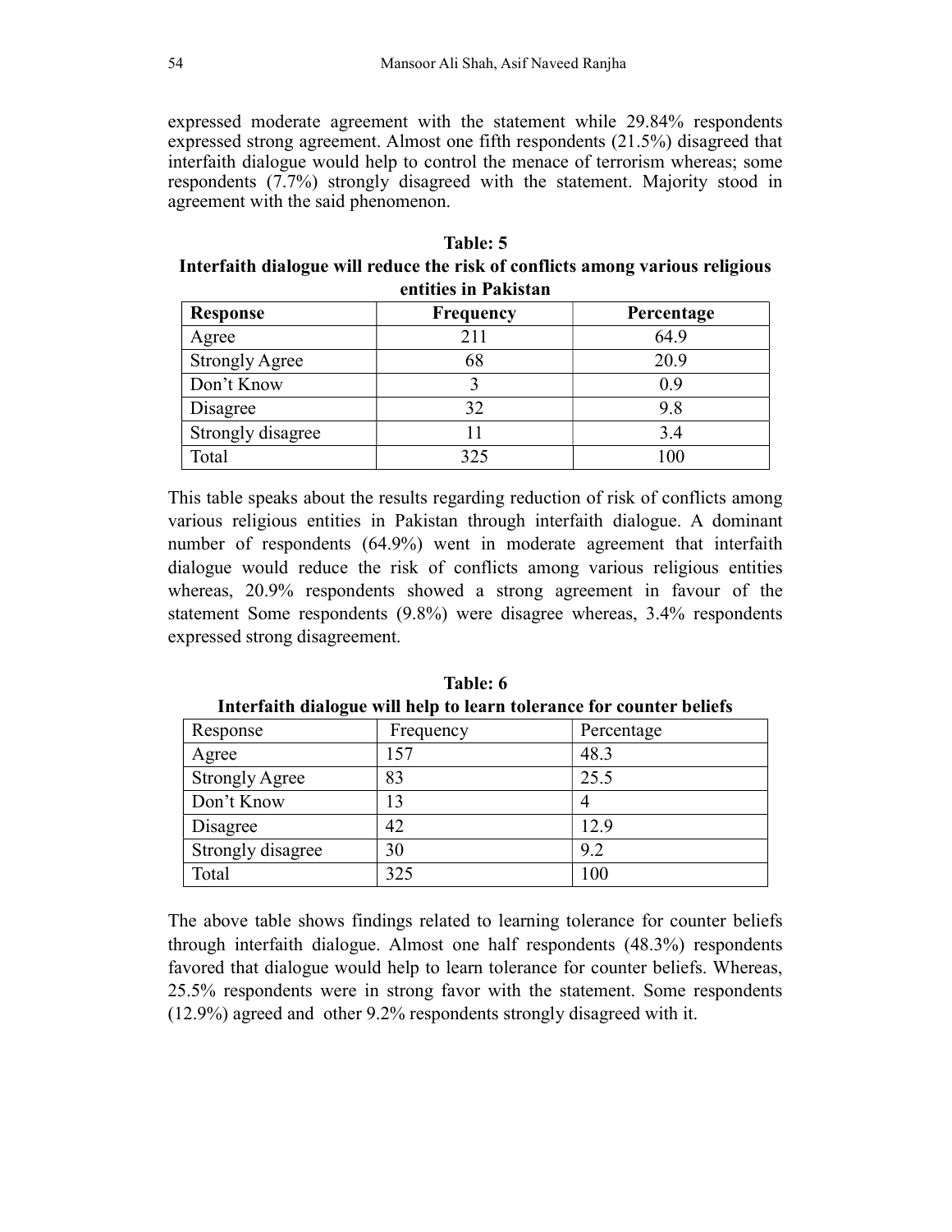expressed moderate agreement with the statement while 29.84% respondents expressed strong agreement. Almost one fifth respondents (21.5%) disagreed that interfaith dialogue would help to control the menace of terrorism whereas; some respondents (7.7%) strongly disagreed with the statement. Majority stood in agreement with the said phenomenon.

**Table: 5**
**Interfaith dialogue will reduce the risk of conflicts among various religious entities in Pakistan**

| Response | Frequency | Percentage |
|---|---|---|
| Agree | 211 | 64.9 |
| Strongly Agree | 68 | 20.9 |
| Don't Know | 3 | 0.9 |
| Disagree | 32 | 9.8 |
| Strongly disagree | 11 | 3.4 |
| Total | 325 | 100 |

This table speaks about the results regarding reduction of risk of conflicts among various religious entities in Pakistan through interfaith dialogue. A dominant number of respondents (64.9%) went in moderate agreement that interfaith dialogue would reduce the risk of conflicts among various religious entities whereas, 20.9% respondents showed a strong agreement in favour of the statement Some respondents (9.8%) were disagree whereas, 3.4% respondents expressed strong disagreement.

**Table: 6**
**Interfaith dialogue will help to learn tolerance for counter beliefs**

| Response | Frequency | Percentage |
|---|---|---|
| Agree | 157 | 48.3 |
| Strongly Agree | 83 | 25.5 |
| Don't Know | 13 | 4 |
| Disagree | 42 | 12.9 |
| Strongly disagree | 30 | 9.2 |
| Total | 325 | 100 |

The above table shows findings related to learning tolerance for counter beliefs through interfaith dialogue. Almost one half respondents (48.3%) respondents favored that dialogue would help to learn tolerance for counter beliefs. Whereas, 25.5% respondents were in strong favor with the statement. Some respondents (12.9%) agreed and other 9.2% respondents strongly disagreed with it.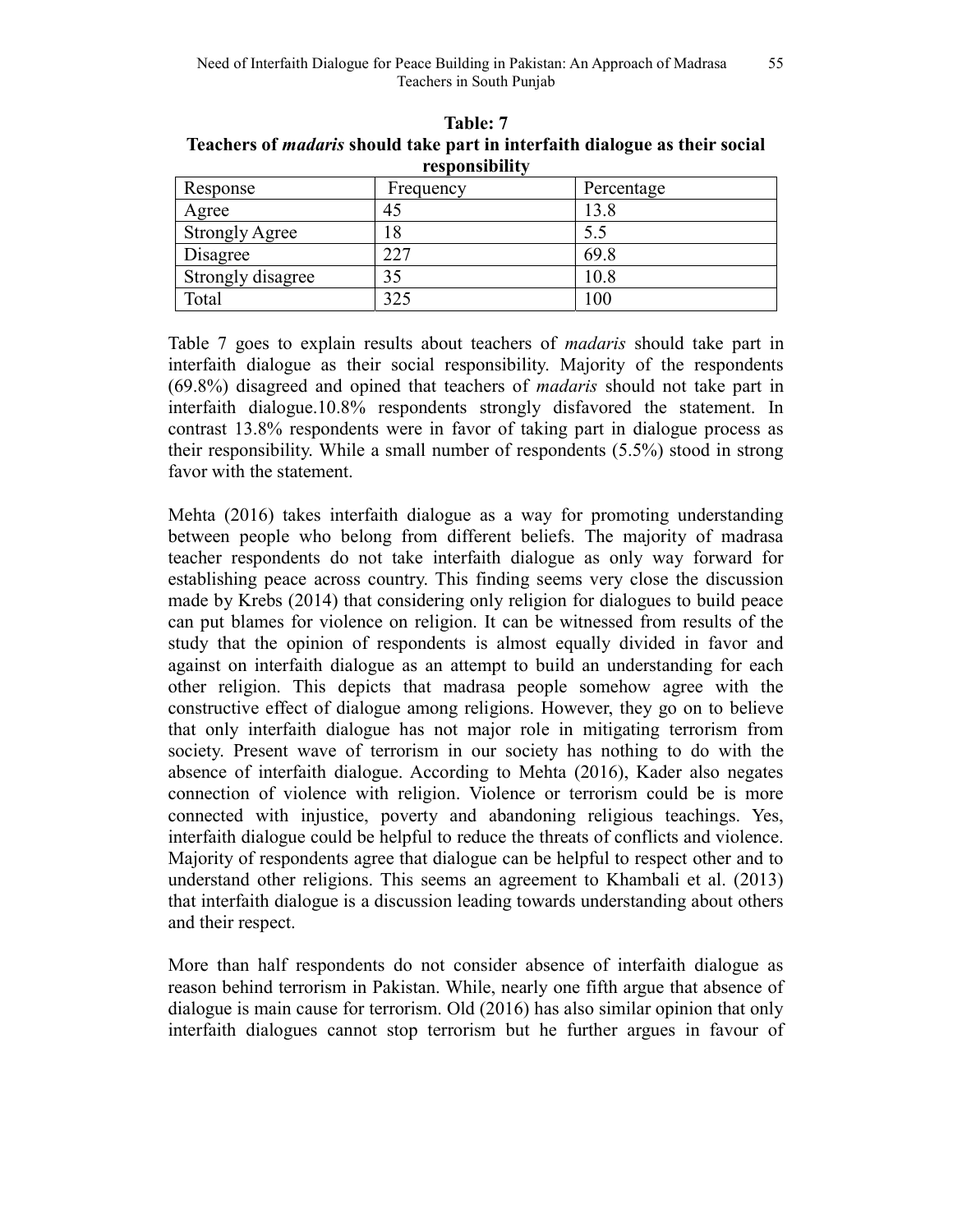**Table: 7**
**Teachers of *madaris* should take part in interfaith dialogue as their social responsibility**

| Response | Frequency | Percentage |
|---|---|---|
| Agree | 45 | 13.8 |
| Strongly Agree | 18 | 5.5 |
| Disagree | 227 | 69.8 |
| Strongly disagree | 35 | 10.8 |
| Total | 325 | 100 |

Table 7 goes to explain results about teachers of *madaris* should take part in interfaith dialogue as their social responsibility. Majority of the respondents (69.8%) disagreed and opined that teachers of *madaris* should not take part in interfaith dialogue.10.8% respondents strongly disfavored the statement. In contrast 13.8% respondents were in favor of taking part in dialogue process as their responsibility. While a small number of respondents (5.5%) stood in strong favor with the statement.

Mehta (2016) takes interfaith dialogue as a way for promoting understanding between people who belong from different beliefs. The majority of madrasa teacher respondents do not take interfaith dialogue as only way forward for establishing peace across country. This finding seems very close the discussion made by Krebs (2014) that considering only religion for dialogues to build peace can put blames for violence on religion. It can be witnessed from results of the study that the opinion of respondents is almost equally divided in favor and against on interfaith dialogue as an attempt to build an understanding for each other religion. This depicts that madrasa people somehow agree with the constructive effect of dialogue among religions. However, they go on to believe that only interfaith dialogue has not major role in mitigating terrorism from society. Present wave of terrorism in our society has nothing to do with the absence of interfaith dialogue. According to Mehta (2016), Kader also negates connection of violence with religion. Violence or terrorism could be is more connected with injustice, poverty and abandoning religious teachings. Yes, interfaith dialogue could be helpful to reduce the threats of conflicts and violence. Majority of respondents agree that dialogue can be helpful to respect other and to understand other religions. This seems an agreement to Khambali et al. (2013) that interfaith dialogue is a discussion leading towards understanding about others and their respect.

More than half respondents do not consider absence of interfaith dialogue as reason behind terrorism in Pakistan. While, nearly one fifth argue that absence of dialogue is main cause for terrorism. Old (2016) has also similar opinion that only interfaith dialogues cannot stop terrorism but he further argues in favour of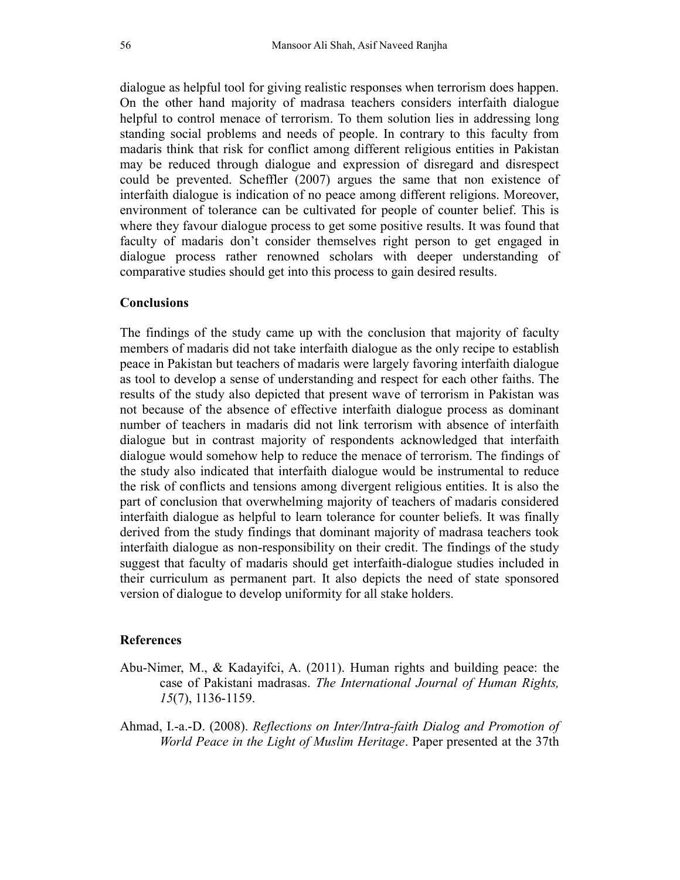dialogue as helpful tool for giving realistic responses when terrorism does happen. On the other hand majority of madrasa teachers considers interfaith dialogue helpful to control menace of terrorism. To them solution lies in addressing long standing social problems and needs of people. In contrary to this faculty from madaris think that risk for conflict among different religious entities in Pakistan may be reduced through dialogue and expression of disregard and disrespect could be prevented. Scheffler (2007) argues the same that non existence of interfaith dialogue is indication of no peace among different religions. Moreover, environment of tolerance can be cultivated for people of counter belief. This is where they favour dialogue process to get some positive results. It was found that faculty of madaris don't consider themselves right person to get engaged in dialogue process rather renowned scholars with deeper understanding of comparative studies should get into this process to gain desired results.

## Conclusions

The findings of the study came up with the conclusion that majority of faculty members of madaris did not take interfaith dialogue as the only recipe to establish peace in Pakistan but teachers of madaris were largely favoring interfaith dialogue as tool to develop a sense of understanding and respect for each other faiths. The results of the study also depicted that present wave of terrorism in Pakistan was not because of the absence of effective interfaith dialogue process as dominant number of teachers in madaris did not link terrorism with absence of interfaith dialogue but in contrast majority of respondents acknowledged that interfaith dialogue would somehow help to reduce the menace of terrorism. The findings of the study also indicated that interfaith dialogue would be instrumental to reduce the risk of conflicts and tensions among divergent religious entities. It is also the part of conclusion that overwhelming majority of teachers of madaris considered interfaith dialogue as helpful to learn tolerance for counter beliefs. It was finally derived from the study findings that dominant majority of madrasa teachers took interfaith dialogue as non-responsibility on their credit. The findings of the study suggest that faculty of madaris should get interfaith-dialogue studies included in their curriculum as permanent part. It also depicts the need of state sponsored version of dialogue to develop uniformity for all stake holders.

## References

Abu-Nimer, M., & Kadayifci, A. (2011). Human rights and building peace: the case of Pakistani madrasas. *The International Journal of Human Rights, 15*(7), 1136-1159.

Ahmad, I.-a.-D. (2008). *Reflections on Inter/Intra-faith Dialog and Promotion of World Peace in the Light of Muslim Heritage*. Paper presented at the 37th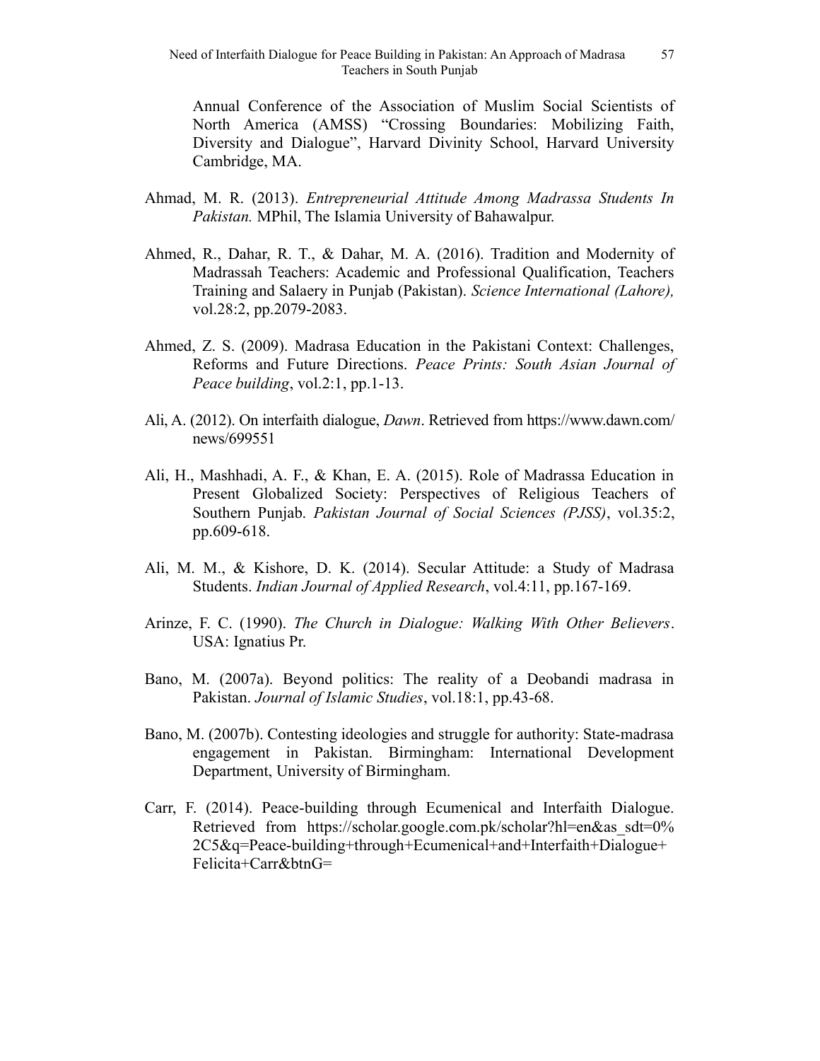Annual Conference of the Association of Muslim Social Scientists of North America (AMSS) "Crossing Boundaries: Mobilizing Faith, Diversity and Dialogue", Harvard Divinity School, Harvard University Cambridge, MA.

Ahmad, M. R. (2013). *Entrepreneurial Attitude Among Madrassa Students In Pakistan.* MPhil, The Islamia University of Bahawalpur.

Ahmed, R., Dahar, R. T., & Dahar, M. A. (2016). Tradition and Modernity of Madrassah Teachers: Academic and Professional Qualification, Teachers Training and Salaery in Punjab (Pakistan). *Science International (Lahore),* vol.28:2, pp.2079-2083.

Ahmed, Z. S. (2009). Madrasa Education in the Pakistani Context: Challenges, Reforms and Future Directions. *Peace Prints: South Asian Journal of Peace building*, vol.2:1, pp.1-13.

Ali, A. (2012). On interfaith dialogue, *Dawn*. Retrieved from https://www.dawn.com/news/699551

Ali, H., Mashhadi, A. F., & Khan, E. A. (2015). Role of Madrassa Education in Present Globalized Society: Perspectives of Religious Teachers of Southern Punjab. *Pakistan Journal of Social Sciences (PJSS)*, vol.35:2, pp.609-618.

Ali, M. M., & Kishore, D. K. (2014). Secular Attitude: a Study of Madrasa Students. *Indian Journal of Applied Research*, vol.4:11, pp.167-169.

Arinze, F. C. (1990). *The Church in Dialogue: Walking With Other Believers*. USA: Ignatius Pr.

Bano, M. (2007a). Beyond politics: The reality of a Deobandi madrasa in Pakistan. *Journal of Islamic Studies*, vol.18:1, pp.43-68.

Bano, M. (2007b). Contesting ideologies and struggle for authority: State-madrasa engagement in Pakistan. Birmingham: International Development Department, University of Birmingham.

Carr, F. (2014). Peace-building through Ecumenical and Interfaith Dialogue. Retrieved from https://scholar.google.com.pk/scholar?hl=en&as_sdt=0%2C5&q=Peace-building+through+Ecumenical+and+Interfaith+Dialogue+Felicita+Carr&btnG=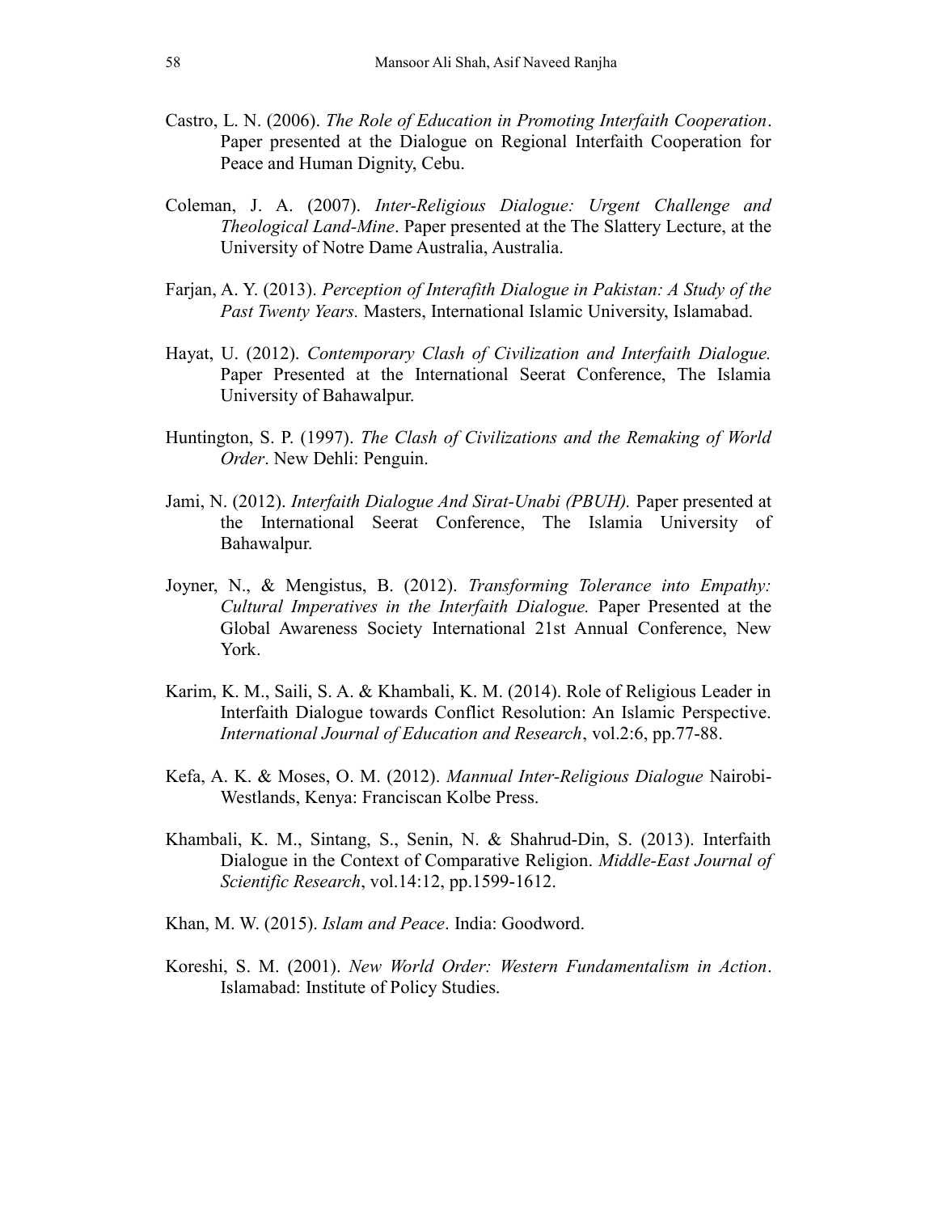Castro, L. N. (2006). *The Role of Education in Promoting Interfaith Cooperation*. Paper presented at the Dialogue on Regional Interfaith Cooperation for Peace and Human Dignity, Cebu.

Coleman, J. A. (2007). *Inter-Religious Dialogue: Urgent Challenge and Theological Land-Mine*. Paper presented at the The Slattery Lecture, at the University of Notre Dame Australia, Australia.

Farjan, A. Y. (2013). *Perception of Interafith Dialogue in Pakistan: A Study of the Past Twenty Years.* Masters, International Islamic University, Islamabad.

Hayat, U. (2012). *Contemporary Clash of Civilization and Interfaith Dialogue.* Paper Presented at the International Seerat Conference, The Islamia University of Bahawalpur.

Huntington, S. P. (1997). *The Clash of Civilizations and the Remaking of World Order*. New Dehli: Penguin.

Jami, N. (2012). *Interfaith Dialogue And Sirat-Unabi (PBUH).* Paper presented at the International Seerat Conference, The Islamia University of Bahawalpur.

Joyner, N., & Mengistus, B. (2012). *Transforming Tolerance into Empathy: Cultural Imperatives in the Interfaith Dialogue.* Paper Presented at the Global Awareness Society International 21st Annual Conference, New York.

Karim, K. M., Saili, S. A. & Khambali, K. M. (2014). Role of Religious Leader in Interfaith Dialogue towards Conflict Resolution: An Islamic Perspective. *International Journal of Education and Research*, vol.2:6, pp.77-88.

Kefa, A. K. & Moses, O. M. (2012). *Mannual Inter-Religious Dialogue* Nairobi-Westlands, Kenya: Franciscan Kolbe Press.

Khambali, K. M., Sintang, S., Senin, N. & Shahrud-Din, S. (2013). Interfaith Dialogue in the Context of Comparative Religion. *Middle-East Journal of Scientific Research*, vol.14:12, pp.1599-1612.

Khan, M. W. (2015). *Islam and Peace*. India: Goodword.

Koreshi, S. M. (2001). *New World Order: Western Fundamentalism in Action*. Islamabad: Institute of Policy Studies.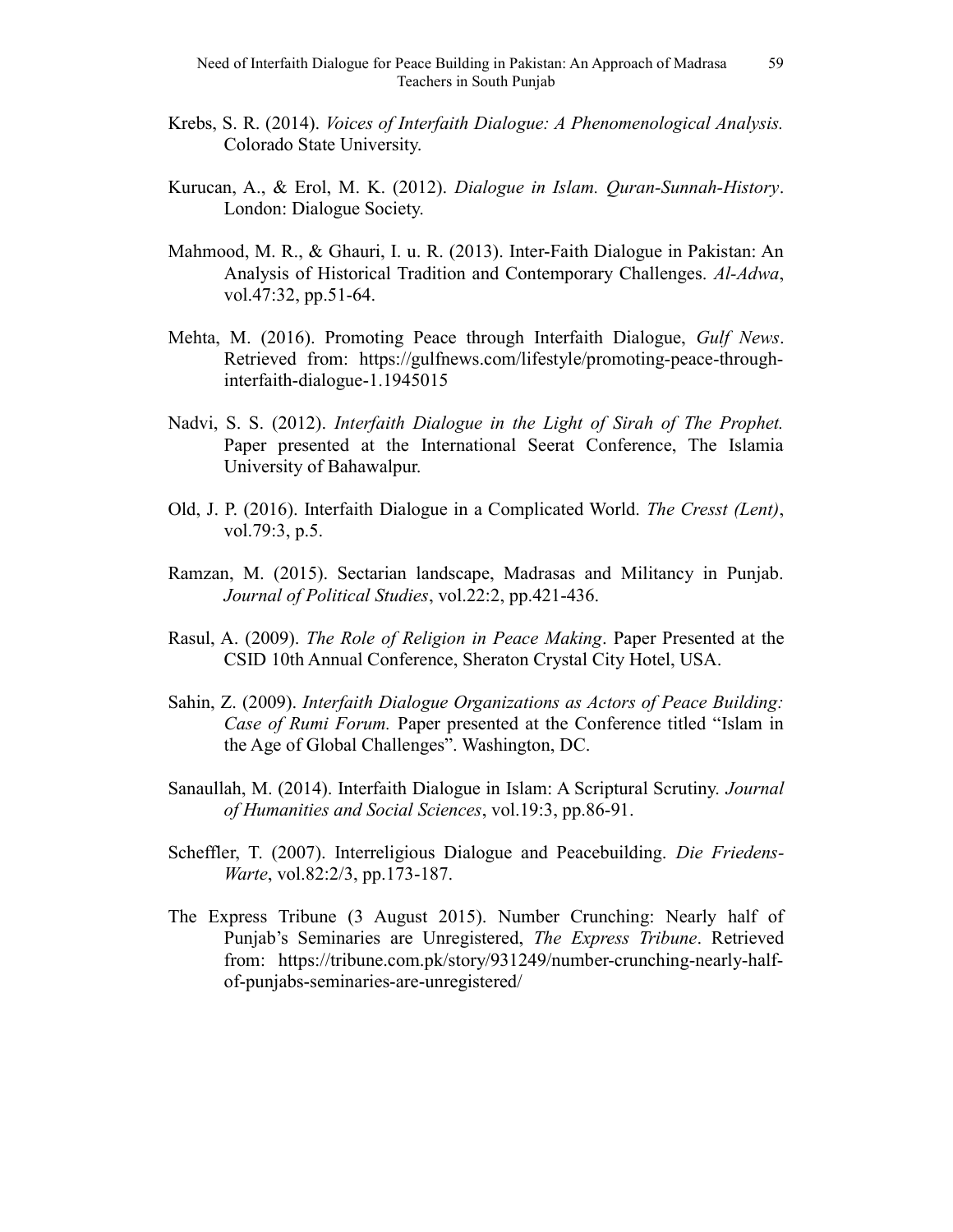Krebs, S. R. (2014). *Voices of Interfaith Dialogue: A Phenomenological Analysis.* Colorado State University.

Kurucan, A., & Erol, M. K. (2012). *Dialogue in Islam. Quran-Sunnah-History*. London: Dialogue Society.

Mahmood, M. R., & Ghauri, I. u. R. (2013). Inter-Faith Dialogue in Pakistan: An Analysis of Historical Tradition and Contemporary Challenges. *Al-Adwa*, vol.47:32, pp.51-64.

Mehta, M. (2016). Promoting Peace through Interfaith Dialogue, *Gulf News*. Retrieved from: https://gulfnews.com/lifestyle/promoting-peace-through-interfaith-dialogue-1.1945015

Nadvi, S. S. (2012). *Interfaith Dialogue in the Light of Sirah of The Prophet.* Paper presented at the International Seerat Conference, The Islamia University of Bahawalpur.

Old, J. P. (2016). Interfaith Dialogue in a Complicated World. *The Cresst (Lent)*, vol.79:3, p.5.

Ramzan, M. (2015). Sectarian landscape, Madrasas and Militancy in Punjab. *Journal of Political Studies*, vol.22:2, pp.421-436.

Rasul, A. (2009). *The Role of Religion in Peace Making*. Paper Presented at the CSID 10th Annual Conference, Sheraton Crystal City Hotel, USA.

Sahin, Z. (2009). *Interfaith Dialogue Organizations as Actors of Peace Building: Case of Rumi Forum.* Paper presented at the Conference titled "Islam in the Age of Global Challenges". Washington, DC.

Sanaullah, M. (2014). Interfaith Dialogue in Islam: A Scriptural Scrutiny. *Journal of Humanities and Social Sciences*, vol.19:3, pp.86-91.

Scheffler, T. (2007). Interreligious Dialogue and Peacebuilding. *Die Friedens-Warte*, vol.82:2/3, pp.173-187.

The Express Tribune (3 August 2015). Number Crunching: Nearly half of Punjab's Seminaries are Unregistered, *The Express Tribune*. Retrieved from: https://tribune.com.pk/story/931249/number-crunching-nearly-half-of-punjabs-seminaries-are-unregistered/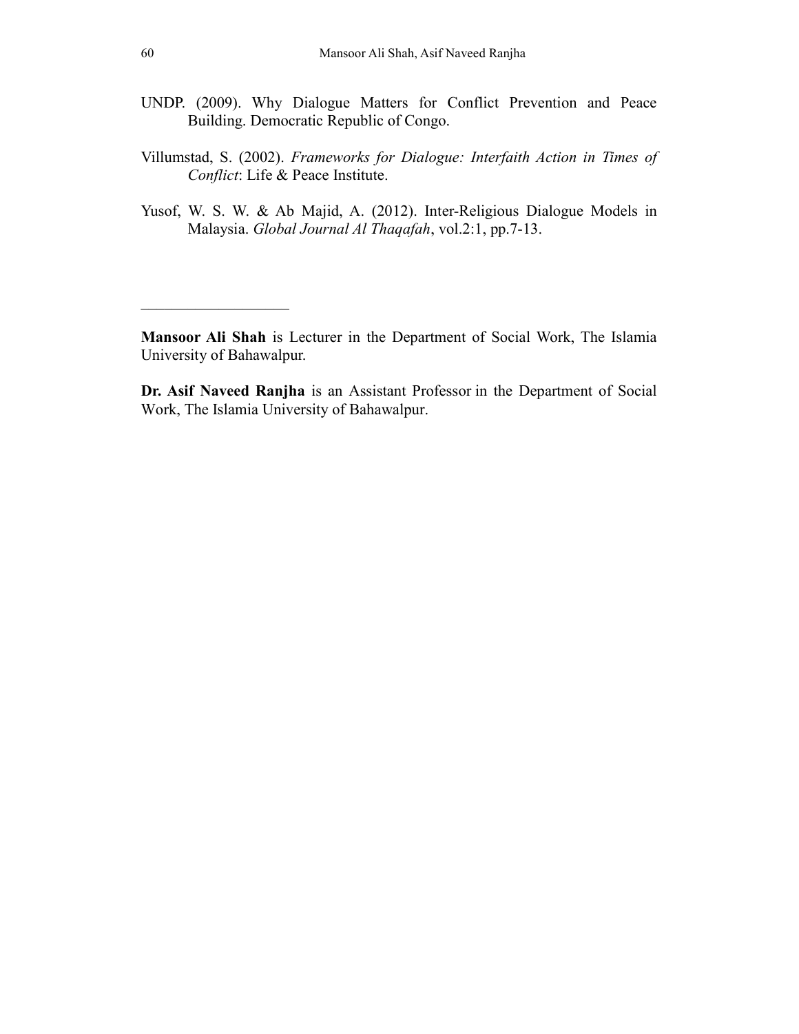UNDP. (2009). Why Dialogue Matters for Conflict Prevention and Peace Building. Democratic Republic of Congo.

Villumstad, S. (2002). *Frameworks for Dialogue: Interfaith Action in Times of Conflict*: Life & Peace Institute.

Yusof, W. S. W. & Ab Majid, A. (2012). Inter-Religious Dialogue Models in Malaysia. *Global Journal Al Thaqafah*, vol.2:1, pp.7-13.

---

**Mansoor Ali Shah** is Lecturer in the Department of Social Work, The Islamia University of Bahawalpur.

**Dr. Asif Naveed Ranjha** is an Assistant Professor in the Department of Social Work, The Islamia University of Bahawalpur.